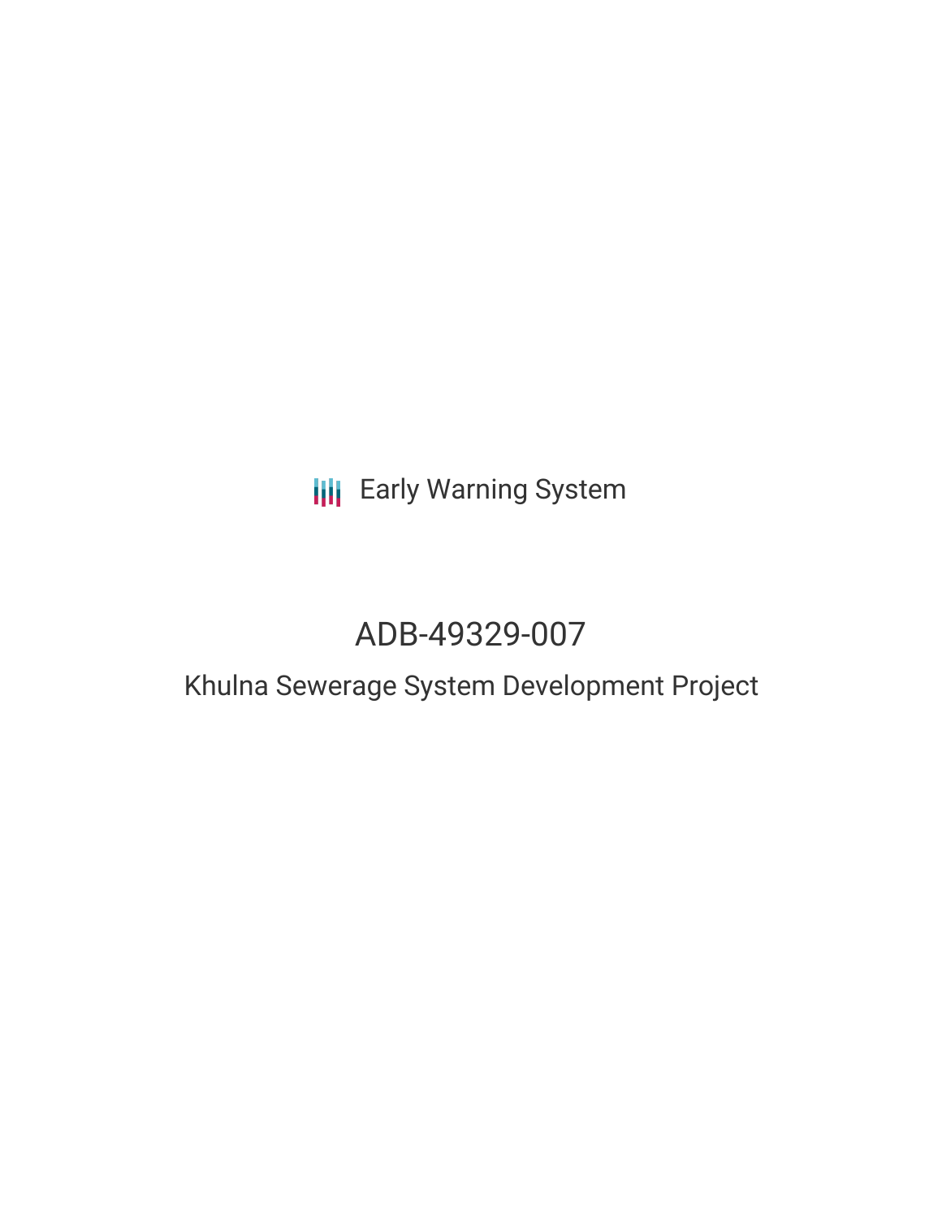Early Warning System

# ADB-49329-007

## Khulna Sewerage System Development Project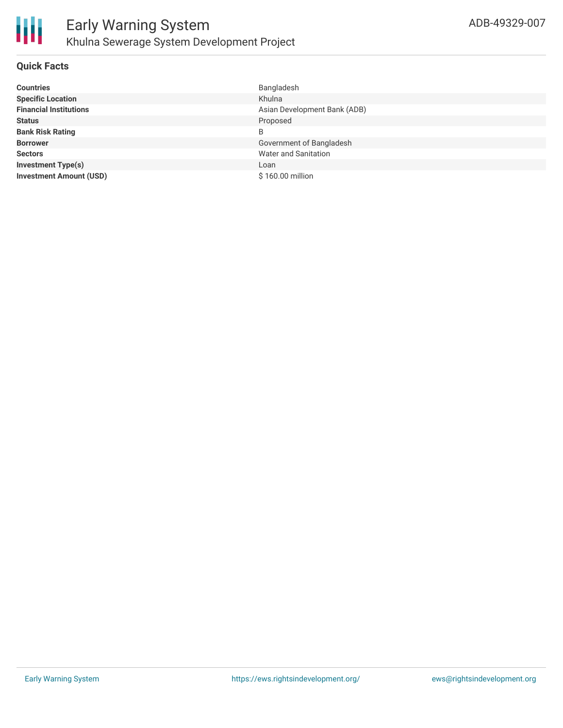## Quick Facts

| | |
|---|---|
| **Countries** | Bangladesh |
| **Specific Location** | Khulna |
| **Financial Institutions** | Asian Development Bank (ADB) |
| **Status** | Proposed |
| **Bank Risk Rating** | B |
| **Borrower** | Government of Bangladesh |
| **Sectors** | Water and Sanitation |
| **Investment Type(s)** | Loan |
| **Investment Amount (USD)** | $ 160.00 million |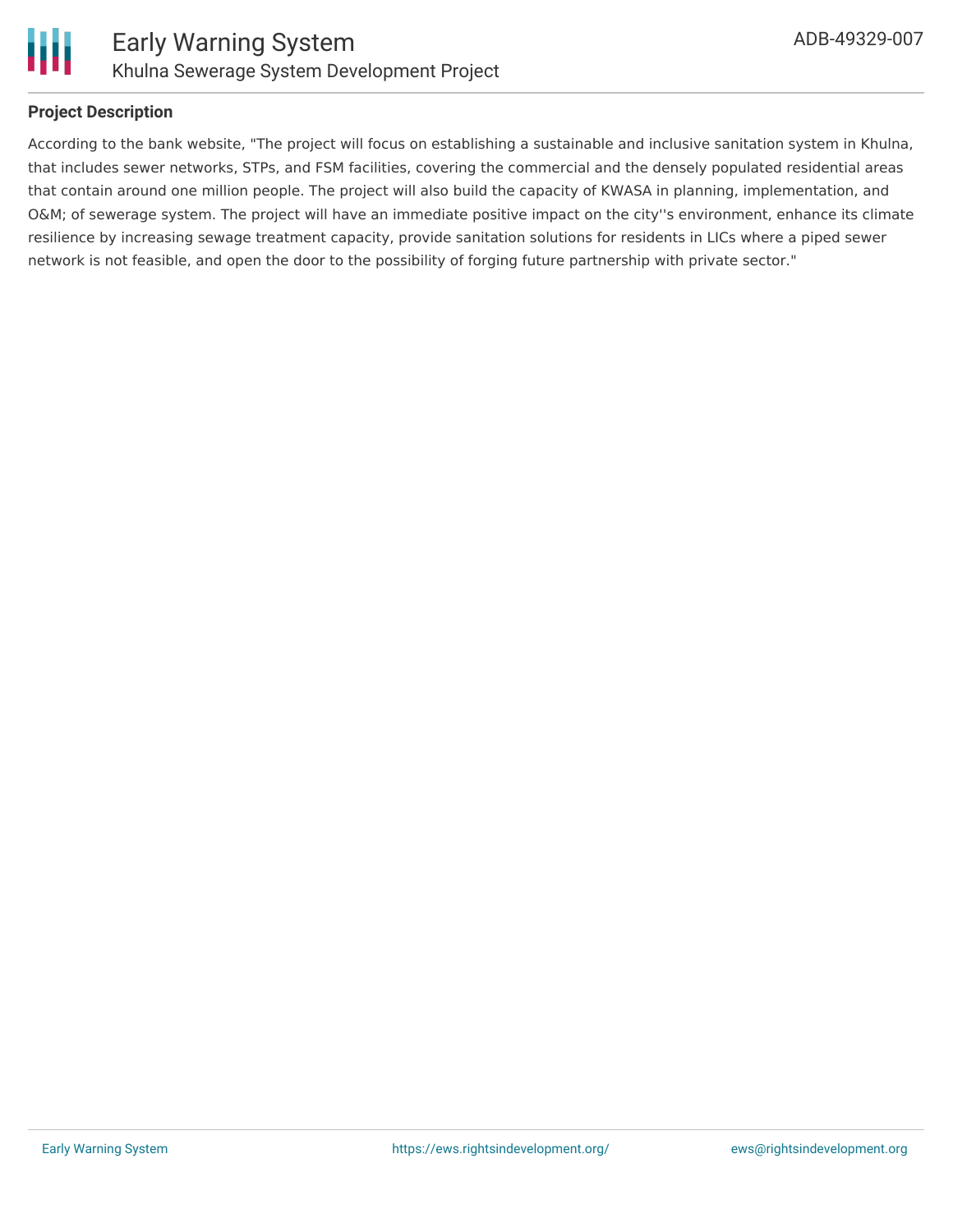## Project Description

According to the bank website, "The project will focus on establishing a sustainable and inclusive sanitation system in Khulna, that includes sewer networks, STPs, and FSM facilities, covering the commercial and the densely populated residential areas that contain around one million people. The project will also build the capacity of KWASA in planning, implementation, and O&M; of sewerage system. The project will have an immediate positive impact on the city''s environment, enhance its climate resilience by increasing sewage treatment capacity, provide sanitation solutions for residents in LICs where a piped sewer network is not feasible, and open the door to the possibility of forging future partnership with private sector."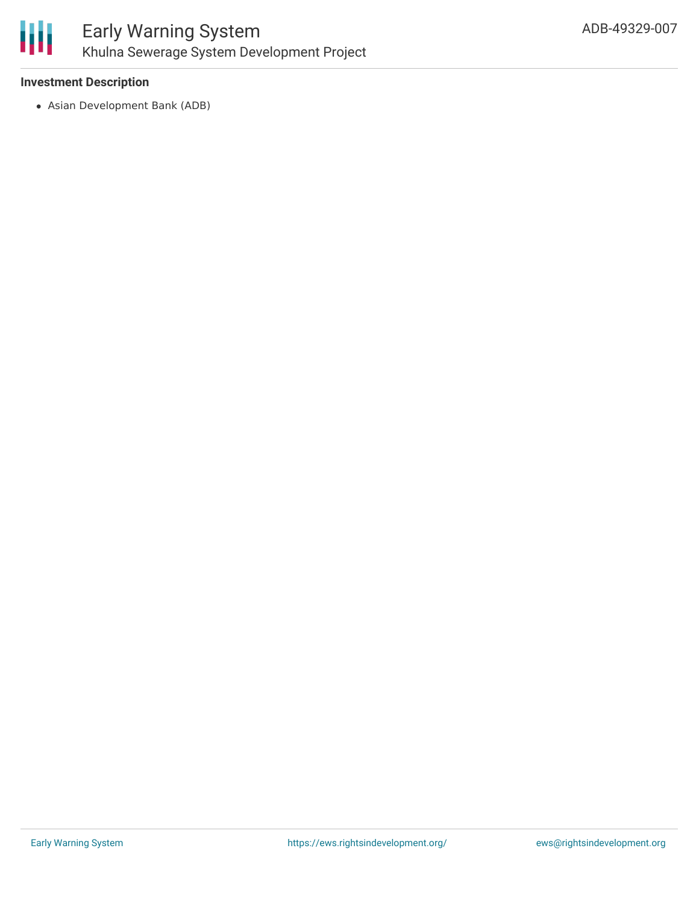### Investment Description

- Asian Development Bank (ADB)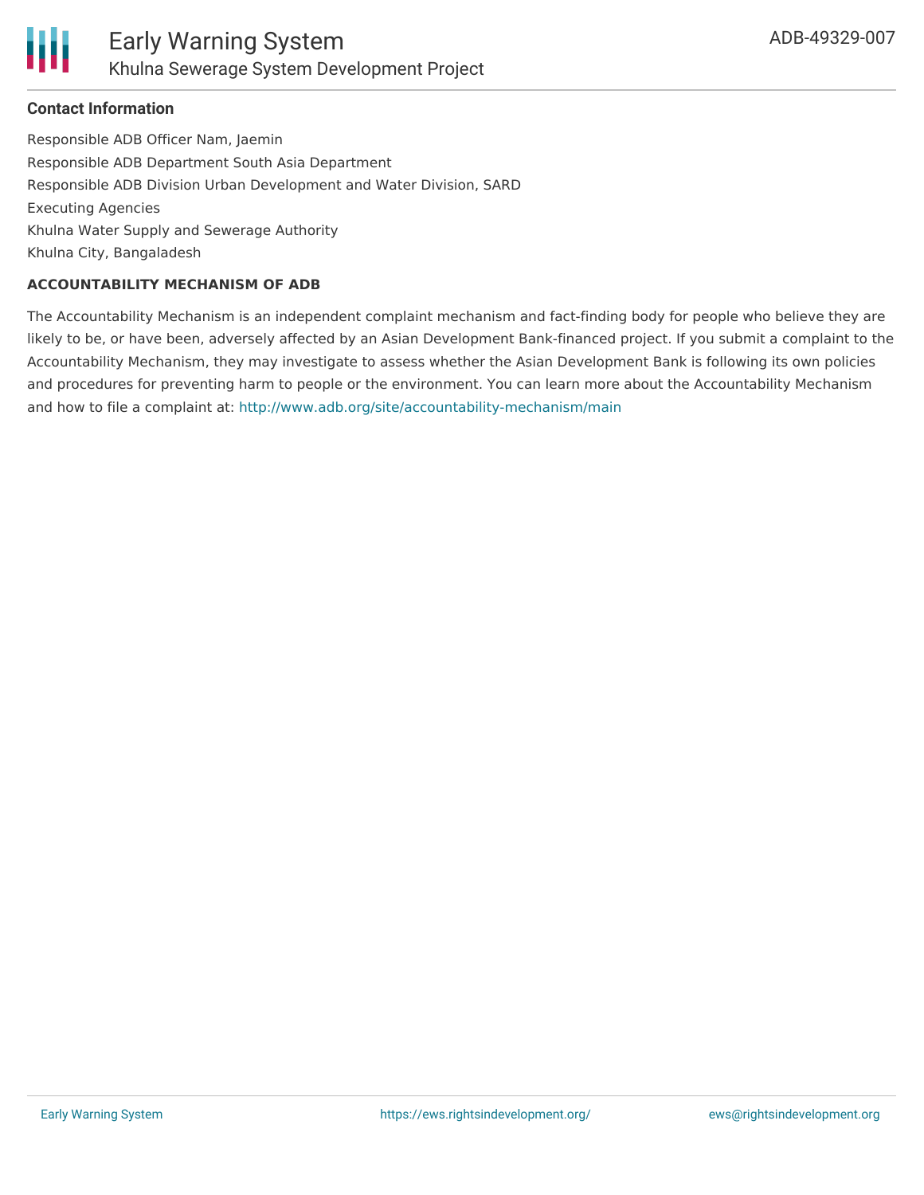#### Contact Information

Responsible ADB Officer Nam, Jaemin
Responsible ADB Department South Asia Department
Responsible ADB Division Urban Development and Water Division, SARD
Executing Agencies
Khulna Water Supply and Sewerage Authority
Khulna City, Bangaladesh

**ACCOUNTABILITY MECHANISM OF ADB**

The Accountability Mechanism is an independent complaint mechanism and fact-finding body for people who believe they are likely to be, or have been, adversely affected by an Asian Development Bank-financed project. If you submit a complaint to the Accountability Mechanism, they may investigate to assess whether the Asian Development Bank is following its own policies and procedures for preventing harm to people or the environment. You can learn more about the Accountability Mechanism and how to file a complaint at: http://www.adb.org/site/accountability-mechanism/main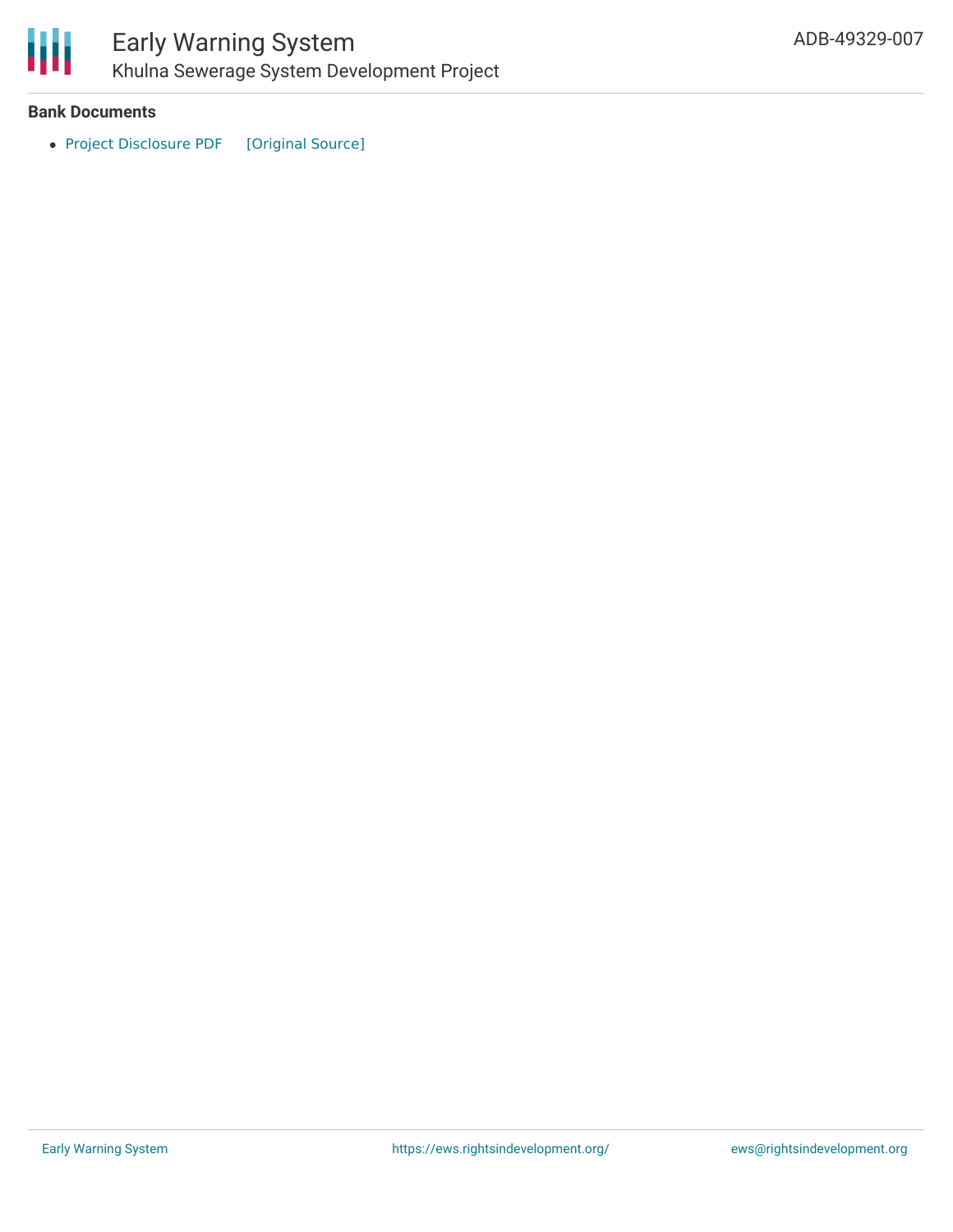### Bank Documents

- Project Disclosure PDF [Original Source]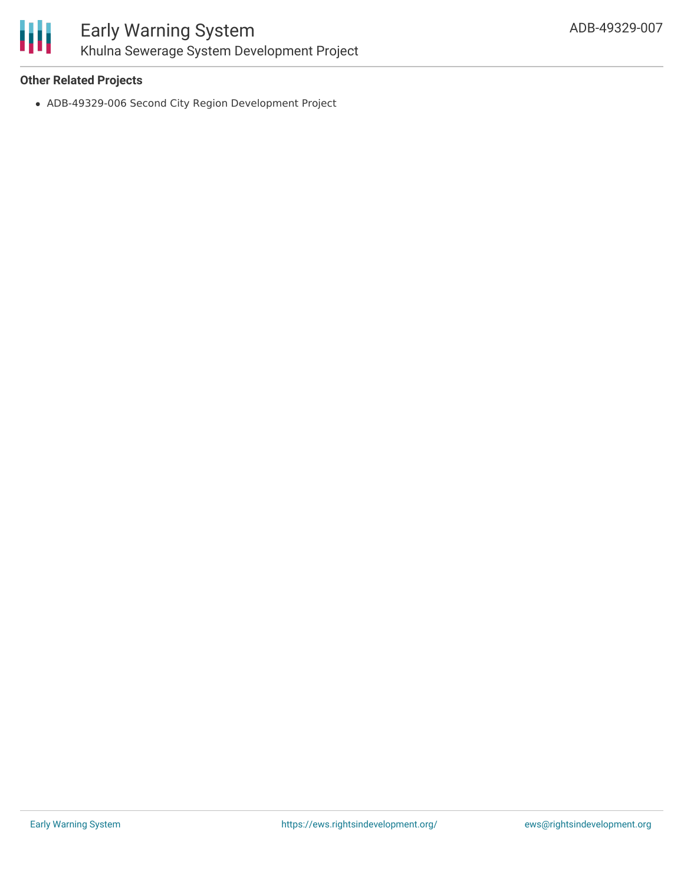**Other Related Projects**

- ADB-49329-006 Second City Region Development Project